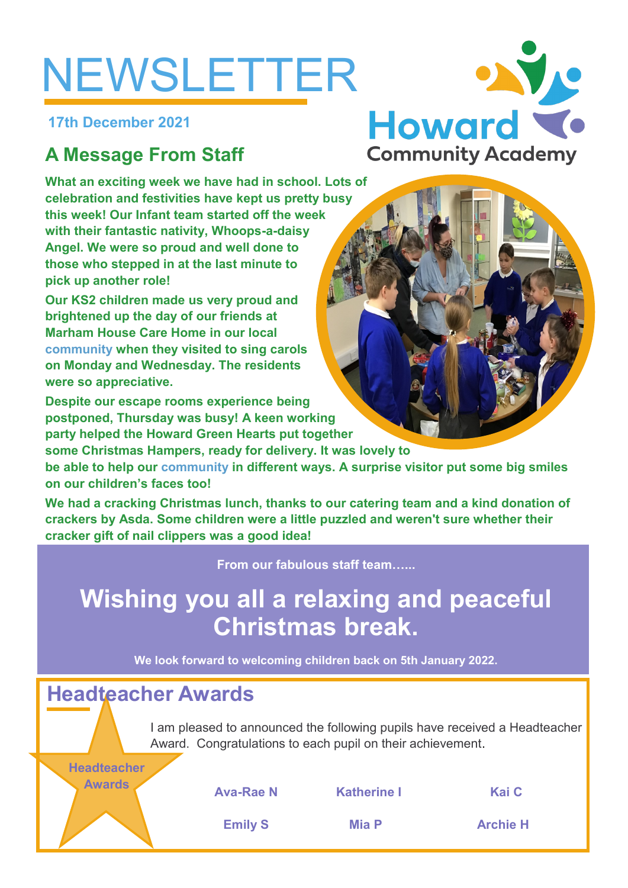# NEWSLETTER

**17th December 2021**

Howard Community Academy

## A Message From Staff

**What an exciting week we have had in school. Lots of celebration and festivities have kept us pretty busy this week! Our Infant team started off the week with their fantastic nativity, Whoops-a-daisy Angel. We were so proud and well done to those who stepped in at the last minute to pick up another role!**

**Our KS2 children made us very proud and brightened up the day of our friends at Marham House Care Home in our local community when they visited to sing carols on Monday and Wednesday. The residents were so appreciative.**

**Despite our escape rooms experience being postponed, Thursday was busy! A keen working party helped the Howard Green Hearts put together some Christmas Hampers, ready for delivery. It was lovely to be able to help our community in different ways. A surprise visitor put some big smiles on our children's faces too!**

**We had a cracking Christmas lunch, thanks to our catering team and a kind donation of crackers by Asda. Some children were a little puzzled and weren't sure whether their cracker gift of nail clippers was a good idea!**

**From our fabulous staff team…...**

# Wishing you all a relaxing and peaceful Christmas break.

**We look forward to welcoming children back on 5th January 2022.**

## Headteacher Awards

**Headteacher Awards**

I am pleased to announced the following pupils have received a Headteacher Award. Congratulations to each pupil on their achievement.

| | | |
|---|---|---|
| **Ava-Rae N** | **Katherine I** | **Kai C** |
| **Emily S** | **Mia P** | **Archie H** |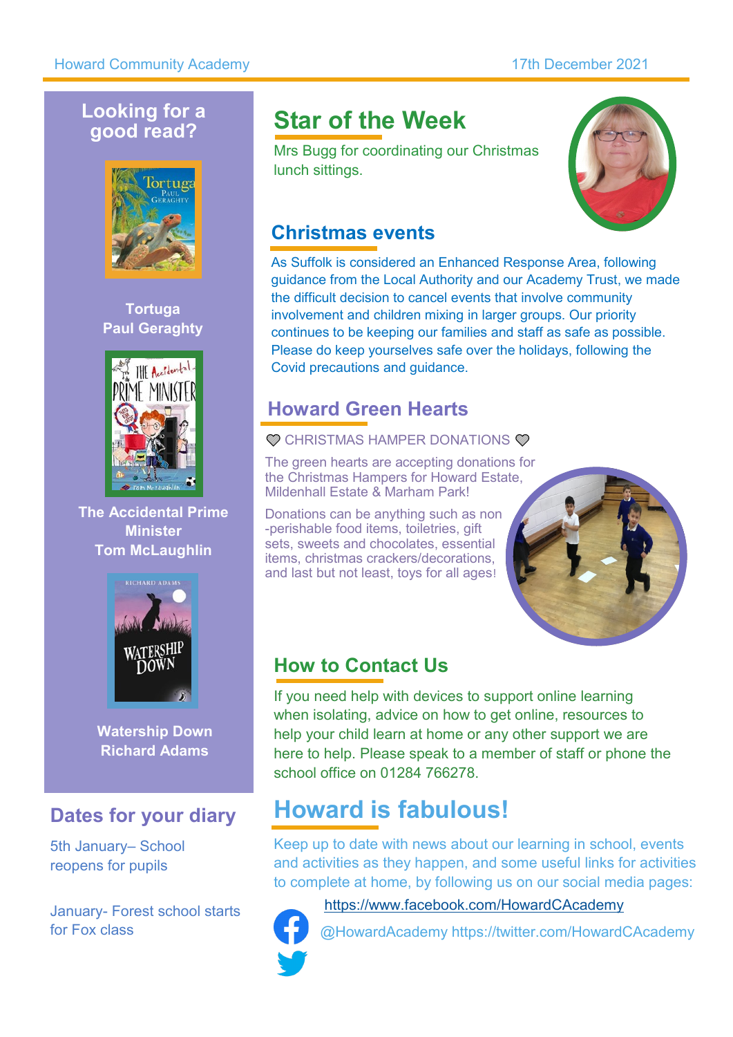## Looking for a good read?

**Tortuga**
**Paul Geraghty**

**The Accidental Prime Minister**
**Tom McLaughlin**

**Watership Down**
**Richard Adams**

## Dates for your diary

5th January– School reopens for pupils

January- Forest school starts for Fox class

## Star of the Week

Mrs Bugg for coordinating our Christmas lunch sittings.

## Christmas events

As Suffolk is considered an Enhanced Response Area, following guidance from the Local Authority and our Academy Trust, we made the difficult decision to cancel events that involve community involvement and children mixing in larger groups. Our priority continues to be keeping our families and staff as safe as possible. Please do keep yourselves safe over the holidays, following the Covid precautions and guidance.

## Howard Green Hearts

💚 CHRISTMAS HAMPER DONATIONS 💚

The green hearts are accepting donations for the Christmas Hampers for Howard Estate, Mildenhall Estate & Marham Park!

Donations can be anything such as non -perishable food items, toiletries, gift sets, sweets and chocolates, essential items, christmas crackers/decorations, and last but not least, toys for all ages!

## How to Contact Us

If you need help with devices to support online learning when isolating, advice on how to get online, resources to help your child learn at home or any other support we are here to help. Please speak to a member of staff or phone the school office on 01284 766278.

## Howard is fabulous!

Keep up to date with news about our learning in school, events and activities as they happen, and some useful links for activities to complete at home, by following us on our social media pages:

https://www.facebook.com/HowardCAcademy

@HowardAcademy https://twitter.com/HowardCAcademy